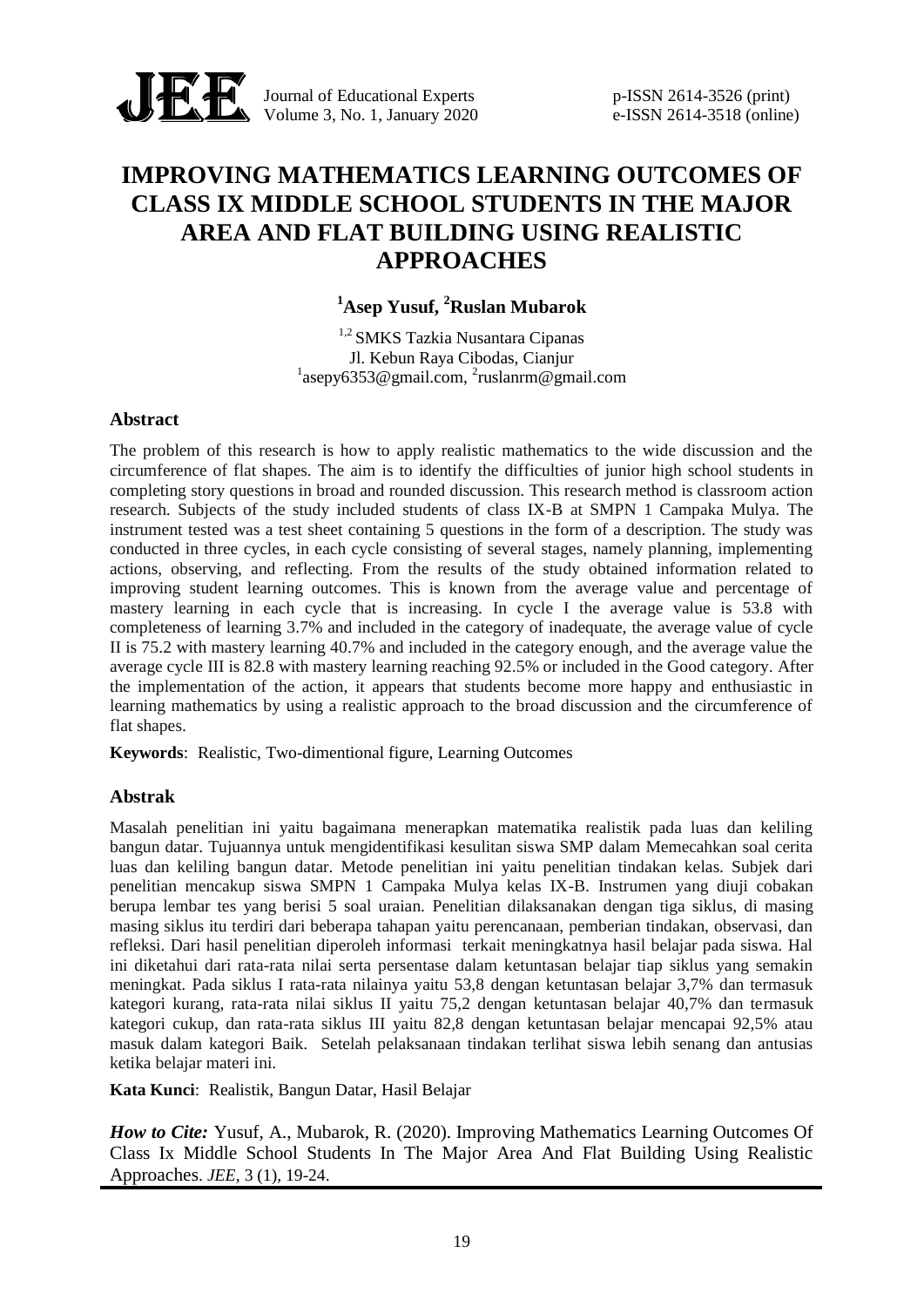# IMPROVING MATHEMATICS LEARNING OUTCOMES OF CLASS IX MIDDLE SCHOOL STUDENTS IN THE MAJOR AREA AND FLAT BUILDING USING REALISTIC APPROACHES

**[1]Asep Yusuf, [2]Ruslan Mubarok**

[1,2] SMKS Tazkia Nusantara Cipanas
Jl. Kebun Raya Cibodas, Cianjur
[1]asepy6353@gmail.com, [2]ruslanrm@gmail.com

## Abstract

The problem of this research is how to apply realistic mathematics to the wide discussion and the circumference of flat shapes. The aim is to identify the difficulties of junior high school students in completing story questions in broad and rounded discussion. This research method is classroom action research. Subjects of the study included students of class IX-B at SMPN 1 Campaka Mulya. The instrument tested was a test sheet containing 5 questions in the form of a description. The study was conducted in three cycles, in each cycle consisting of several stages, namely planning, implementing actions, observing, and reflecting. From the results of the study obtained information related to improving student learning outcomes. This is known from the average value and percentage of mastery learning in each cycle that is increasing. In cycle I the average value is 53.8 with completeness of learning 3.7% and included in the category of inadequate, the average value of cycle II is 75.2 with mastery learning 40.7% and included in the category enough, and the average value the average cycle III is 82.8 with mastery learning reaching 92.5% or included in the Good category. After the implementation of the action, it appears that students become more happy and enthusiastic in learning mathematics by using a realistic approach to the broad discussion and the circumference of flat shapes.

**Keywords**: Realistic, Two-dimentional figure, Learning Outcomes

## Abstrak

Masalah penelitian ini yaitu bagaimana menerapkan matematika realistik pada luas dan keliling bangun datar. Tujuannya untuk mengidentifikasi kesulitan siswa SMP dalam Memecahkan soal cerita luas dan keliling bangun datar. Metode penelitian ini yaitu penelitian tindakan kelas. Subjek dari penelitian mencakup siswa SMPN 1 Campaka Mulya kelas IX-B. Instrumen yang diuji cobakan berupa lembar tes yang berisi 5 soal uraian. Penelitian dilaksanakan dengan tiga siklus, di masing masing siklus itu terdiri dari beberapa tahapan yaitu perencanaan, pemberian tindakan, observasi, dan refleksi. Dari hasil penelitian diperoleh informasi terkait meningkatnya hasil belajar pada siswa. Hal ini diketahui dari rata-rata nilai serta persentase dalam ketuntasan belajar tiap siklus yang semakin meningkat. Pada siklus I rata-rata nilainya yaitu 53,8 dengan ketuntasan belajar 3,7% dan termasuk kategori kurang, rata-rata nilai siklus II yaitu 75,2 dengan ketuntasan belajar 40,7% dan termasuk kategori cukup, dan rata-rata siklus III yaitu 82,8 dengan ketuntasan belajar mencapai 92,5% atau masuk dalam kategori Baik. Setelah pelaksanaan tindakan terlihat siswa lebih senang dan antusias ketika belajar materi ini.

**Kata Kunci**: Realistik, Bangun Datar, Hasil Belajar

***How to Cite:*** Yusuf, A., Mubarok, R. (2020). Improving Mathematics Learning Outcomes Of Class Ix Middle School Students In The Major Area And Flat Building Using Realistic Approaches. *JEE*, 3 (1), 19-24.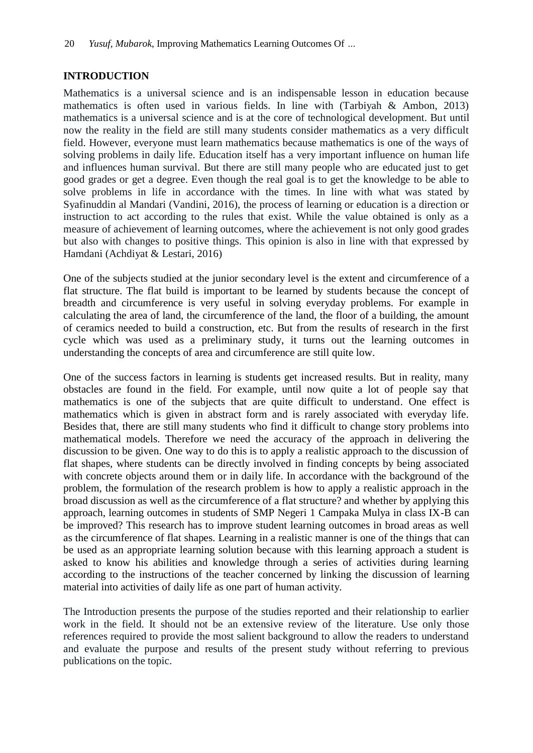## INTRODUCTION

Mathematics is a universal science and is an indispensable lesson in education because mathematics is often used in various fields. In line with (Tarbiyah & Ambon, 2013) mathematics is a universal science and is at the core of technological development. But until now the reality in the field are still many students consider mathematics as a very difficult field. However, everyone must learn mathematics because mathematics is one of the ways of solving problems in daily life. Education itself has a very important influence on human life and influences human survival. But there are still many people who are educated just to get good grades or get a degree. Even though the real goal is to get the knowledge to be able to solve problems in life in accordance with the times. In line with what was stated by Syafinuddin al Mandari (Vandini, 2016), the process of learning or education is a direction or instruction to act according to the rules that exist. While the value obtained is only as a measure of achievement of learning outcomes, where the achievement is not only good grades but also with changes to positive things. This opinion is also in line with that expressed by Hamdani (Achdiyat & Lestari, 2016)

One of the subjects studied at the junior secondary level is the extent and circumference of a flat structure. The flat build is important to be learned by students because the concept of breadth and circumference is very useful in solving everyday problems. For example in calculating the area of land, the circumference of the land, the floor of a building, the amount of ceramics needed to build a construction, etc. But from the results of research in the first cycle which was used as a preliminary study, it turns out the learning outcomes in understanding the concepts of area and circumference are still quite low.

One of the success factors in learning is students get increased results. But in reality, many obstacles are found in the field. For example, until now quite a lot of people say that mathematics is one of the subjects that are quite difficult to understand. One effect is mathematics which is given in abstract form and is rarely associated with everyday life. Besides that, there are still many students who find it difficult to change story problems into mathematical models. Therefore we need the accuracy of the approach in delivering the discussion to be given. One way to do this is to apply a realistic approach to the discussion of flat shapes, where students can be directly involved in finding concepts by being associated with concrete objects around them or in daily life. In accordance with the background of the problem, the formulation of the research problem is how to apply a realistic approach in the broad discussion as well as the circumference of a flat structure? and whether by applying this approach, learning outcomes in students of SMP Negeri 1 Campaka Mulya in class IX-B can be improved? This research has to improve student learning outcomes in broad areas as well as the circumference of flat shapes. Learning in a realistic manner is one of the things that can be used as an appropriate learning solution because with this learning approach a student is asked to know his abilities and knowledge through a series of activities during learning according to the instructions of the teacher concerned by linking the discussion of learning material into activities of daily life as one part of human activity.

The Introduction presents the purpose of the studies reported and their relationship to earlier work in the field. It should not be an extensive review of the literature. Use only those references required to provide the most salient background to allow the readers to understand and evaluate the purpose and results of the present study without referring to previous publications on the topic.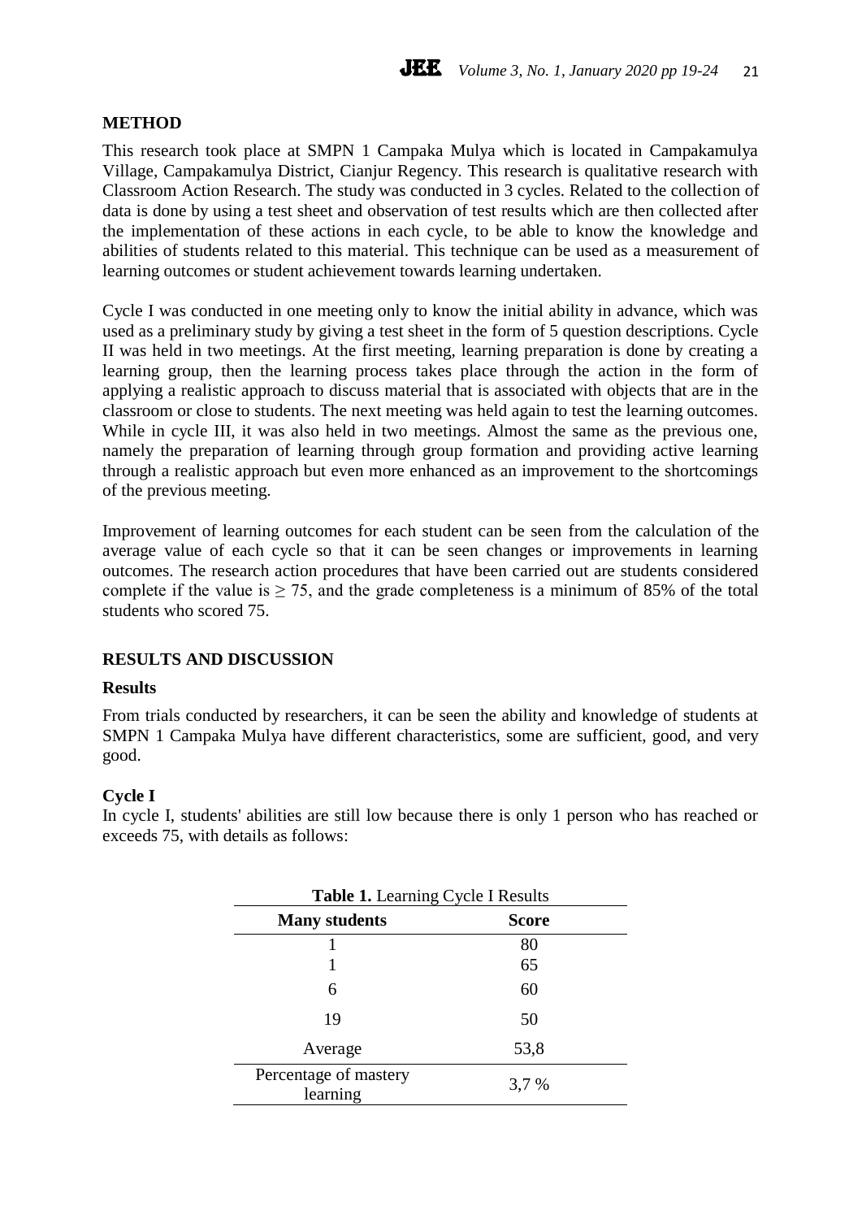## METHOD

This research took place at SMPN 1 Campaka Mulya which is located in Campakamulya Village, Campakamulya District, Cianjur Regency. This research is qualitative research with Classroom Action Research. The study was conducted in 3 cycles. Related to the collection of data is done by using a test sheet and observation of test results which are then collected after the implementation of these actions in each cycle, to be able to know the knowledge and abilities of students related to this material. This technique can be used as a measurement of learning outcomes or student achievement towards learning undertaken.

Cycle I was conducted in one meeting only to know the initial ability in advance, which was used as a preliminary study by giving a test sheet in the form of 5 question descriptions. Cycle II was held in two meetings. At the first meeting, learning preparation is done by creating a learning group, then the learning process takes place through the action in the form of applying a realistic approach to discuss material that is associated with objects that are in the classroom or close to students. The next meeting was held again to test the learning outcomes. While in cycle III, it was also held in two meetings. Almost the same as the previous one, namely the preparation of learning through group formation and providing active learning through a realistic approach but even more enhanced as an improvement to the shortcomings of the previous meeting.

Improvement of learning outcomes for each student can be seen from the calculation of the average value of each cycle so that it can be seen changes or improvements in learning outcomes. The research action procedures that have been carried out are students considered complete if the value is $\geq 75$, and the grade completeness is a minimum of 85% of the total students who scored 75.

## RESULTS AND DISCUSSION

### Results

From trials conducted by researchers, it can be seen the ability and knowledge of students at SMPN 1 Campaka Mulya have different characteristics, some are sufficient, good, and very good.

### Cycle I

In cycle I, students' abilities are still low because there is only 1 person who has reached or exceeds 75, with details as follows:

**Table 1.** Learning Cycle I Results

| Many students | Score |
|---|---|
| 1 | 80 |
| 1 | 65 |
| 6 | 60 |
| 19 | 50 |
| Average | 53,8 |
| Percentage of mastery learning | 3,7 % |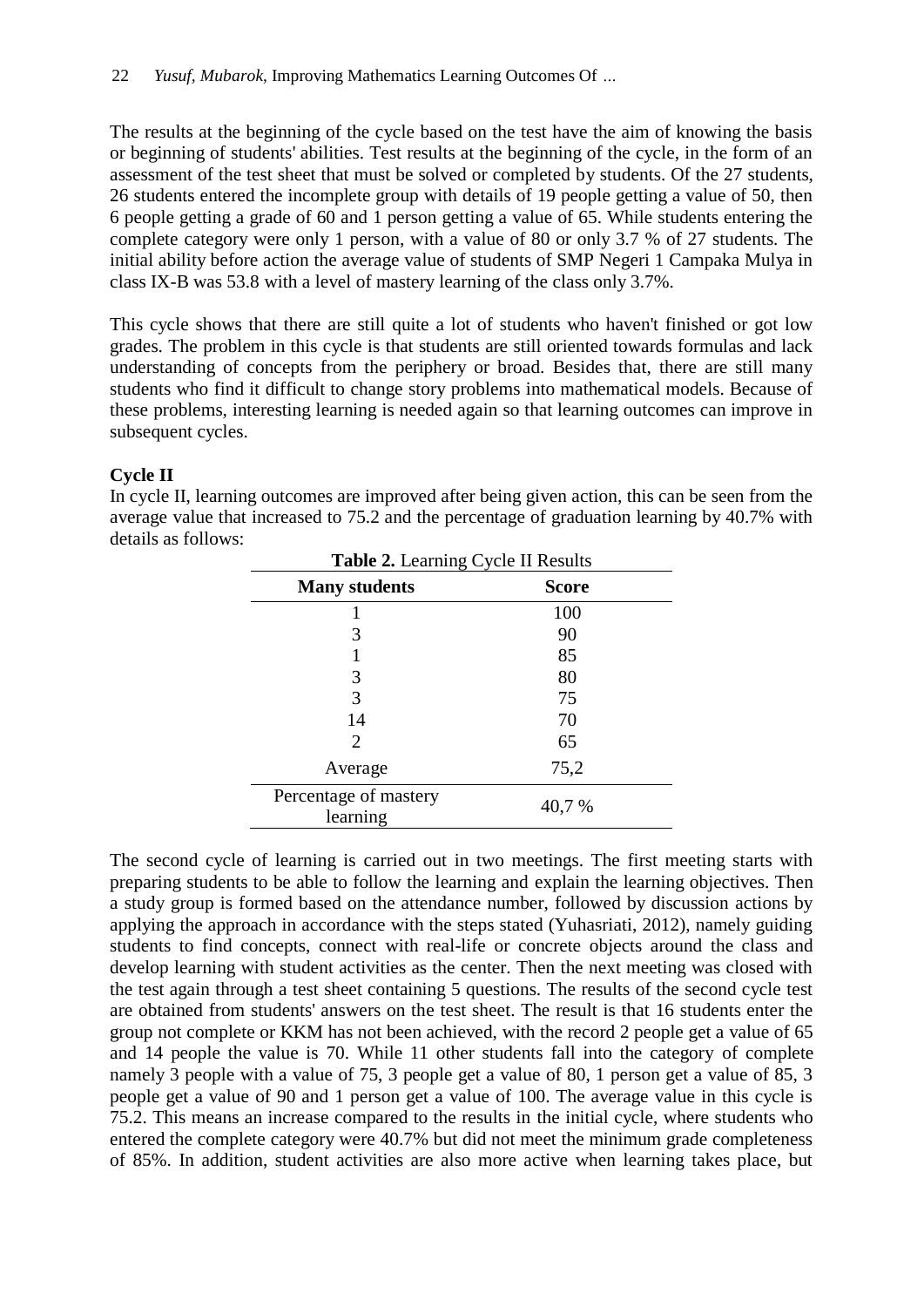The results at the beginning of the cycle based on the test have the aim of knowing the basis or beginning of students' abilities. Test results at the beginning of the cycle, in the form of an assessment of the test sheet that must be solved or completed by students. Of the 27 students, 26 students entered the incomplete group with details of 19 people getting a value of 50, then 6 people getting a grade of 60 and 1 person getting a value of 65. While students entering the complete category were only 1 person, with a value of 80 or only 3.7 % of 27 students. The initial ability before action the average value of students of SMP Negeri 1 Campaka Mulya in class IX-B was 53.8 with a level of mastery learning of the class only 3.7%.

This cycle shows that there are still quite a lot of students who haven't finished or got low grades. The problem in this cycle is that students are still oriented towards formulas and lack understanding of concepts from the periphery or broad. Besides that, there are still many students who find it difficult to change story problems into mathematical models. Because of these problems, interesting learning is needed again so that learning outcomes can improve in subsequent cycles.

**Cycle II**

In cycle II, learning outcomes are improved after being given action, this can be seen from the average value that increased to 75.2 and the percentage of graduation learning by 40.7% with details as follows:

**Table 2.** Learning Cycle II Results

| Many students | Score |
|---|---|
| 1 | 100 |
| 3 | 90 |
| 1 | 85 |
| 3 | 80 |
| 3 | 75 |
| 14 | 70 |
| 2 | 65 |
| Average | 75,2 |
| Percentage of mastery learning | 40,7 % |

The second cycle of learning is carried out in two meetings. The first meeting starts with preparing students to be able to follow the learning and explain the learning objectives. Then a study group is formed based on the attendance number, followed by discussion actions by applying the approach in accordance with the steps stated (Yuhasriati, 2012), namely guiding students to find concepts, connect with real-life or concrete objects around the class and develop learning with student activities as the center. Then the next meeting was closed with the test again through a test sheet containing 5 questions. The results of the second cycle test are obtained from students' answers on the test sheet. The result is that 16 students enter the group not complete or KKM has not been achieved, with the record 2 people get a value of 65 and 14 people the value is 70. While 11 other students fall into the category of complete namely 3 people with a value of 75, 3 people get a value of 80, 1 person get a value of 85, 3 people get a value of 90 and 1 person get a value of 100. The average value in this cycle is 75.2. This means an increase compared to the results in the initial cycle, where students who entered the complete category were 40.7% but did not meet the minimum grade completeness of 85%. In addition, student activities are also more active when learning takes place, but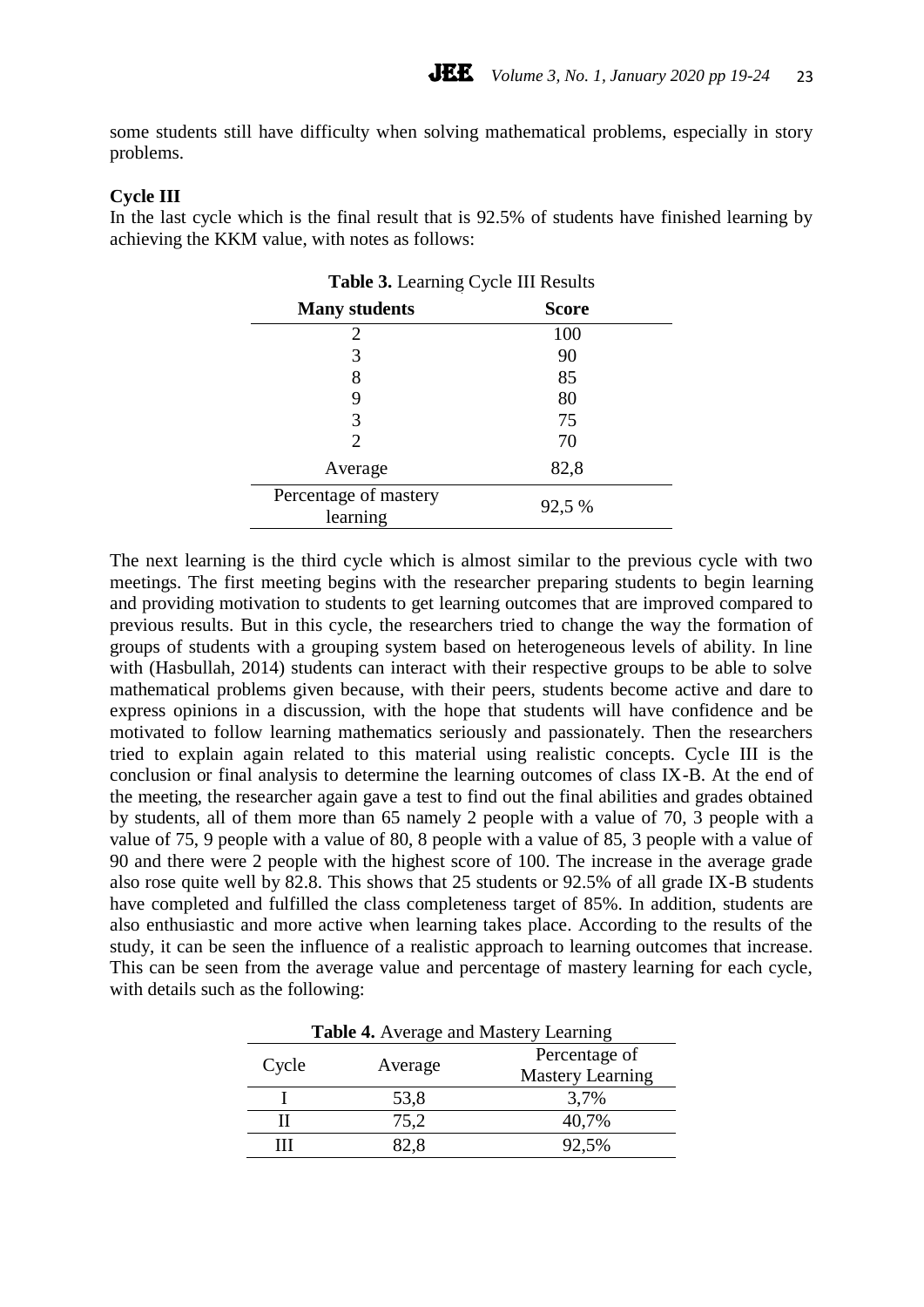some students still have difficulty when solving mathematical problems, especially in story problems.

**Cycle III**

In the last cycle which is the final result that is 92.5% of students have finished learning by achieving the KKM value, with notes as follows:

**Table 3.** Learning Cycle III Results

| Many students | Score |
|---|---|
| 2 | 100 |
| 3 | 90 |
| 8 | 85 |
| 9 | 80 |
| 3 | 75 |
| 2 | 70 |
| Average | 82,8 |
| Percentage of mastery learning | 92,5 % |

The next learning is the third cycle which is almost similar to the previous cycle with two meetings. The first meeting begins with the researcher preparing students to begin learning and providing motivation to students to get learning outcomes that are improved compared to previous results. But in this cycle, the researchers tried to change the way the formation of groups of students with a grouping system based on heterogeneous levels of ability. In line with (Hasbullah, 2014) students can interact with their respective groups to be able to solve mathematical problems given because, with their peers, students become active and dare to express opinions in a discussion, with the hope that students will have confidence and be motivated to follow learning mathematics seriously and passionately. Then the researchers tried to explain again related to this material using realistic concepts. Cycle III is the conclusion or final analysis to determine the learning outcomes of class IX-B. At the end of the meeting, the researcher again gave a test to find out the final abilities and grades obtained by students, all of them more than 65 namely 2 people with a value of 70, 3 people with a value of 75, 9 people with a value of 80, 8 people with a value of 85, 3 people with a value of 90 and there were 2 people with the highest score of 100. The increase in the average grade also rose quite well by 82.8. This shows that 25 students or 92.5% of all grade IX-B students have completed and fulfilled the class completeness target of 85%. In addition, students are also enthusiastic and more active when learning takes place. According to the results of the study, it can be seen the influence of a realistic approach to learning outcomes that increase. This can be seen from the average value and percentage of mastery learning for each cycle, with details such as the following:

**Table 4.** Average and Mastery Learning

| Cycle | Average | Percentage of Mastery Learning |
|---|---|---|
| I | 53,8 | 3,7% |
| II | 75,2 | 40,7% |
| III | 82,8 | 92,5% |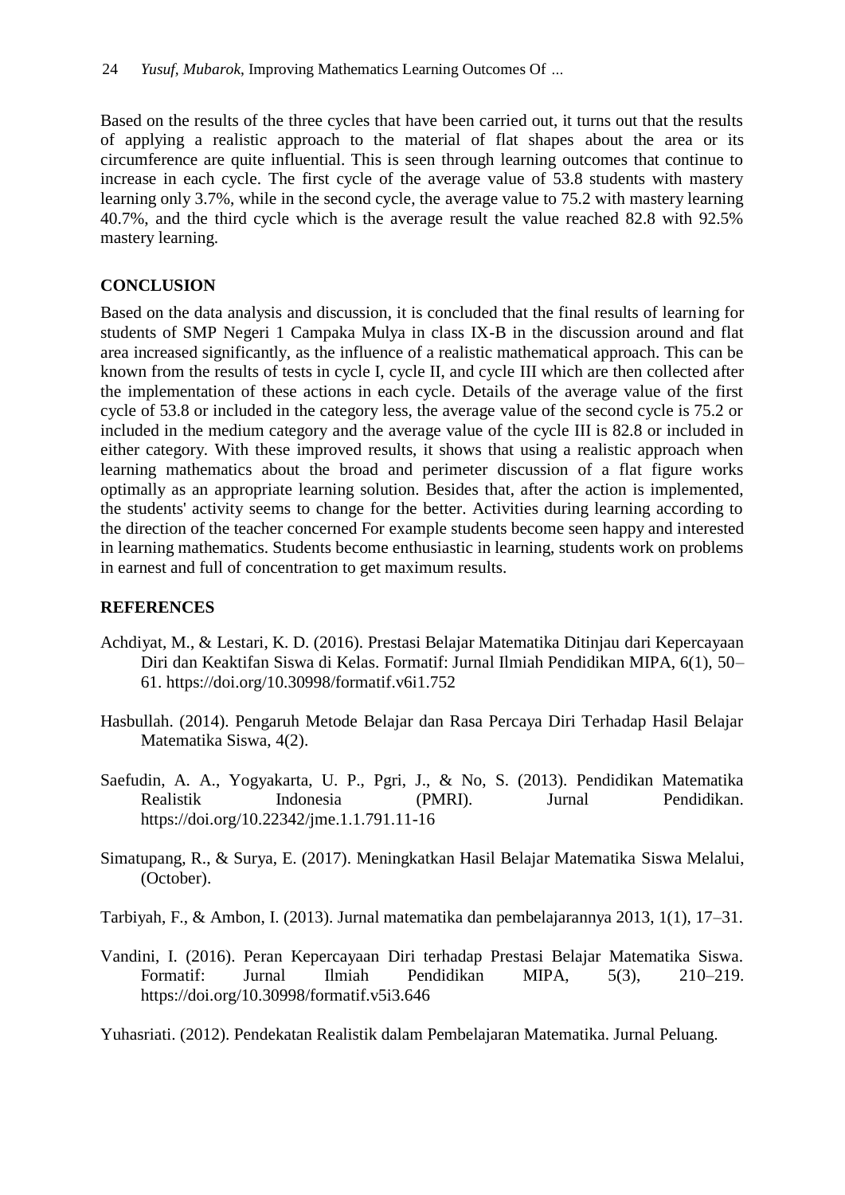Based on the results of the three cycles that have been carried out, it turns out that the results of applying a realistic approach to the material of flat shapes about the area or its circumference are quite influential. This is seen through learning outcomes that continue to increase in each cycle. The first cycle of the average value of 53.8 students with mastery learning only 3.7%, while in the second cycle, the average value to 75.2 with mastery learning 40.7%, and the third cycle which is the average result the value reached 82.8 with 92.5% mastery learning.

## CONCLUSION

Based on the data analysis and discussion, it is concluded that the final results of learning for students of SMP Negeri 1 Campaka Mulya in class IX-B in the discussion around and flat area increased significantly, as the influence of a realistic mathematical approach. This can be known from the results of tests in cycle I, cycle II, and cycle III which are then collected after the implementation of these actions in each cycle. Details of the average value of the first cycle of 53.8 or included in the category less, the average value of the second cycle is 75.2 or included in the medium category and the average value of the cycle III is 82.8 or included in either category. With these improved results, it shows that using a realistic approach when learning mathematics about the broad and perimeter discussion of a flat figure works optimally as an appropriate learning solution. Besides that, after the action is implemented, the students' activity seems to change for the better. Activities during learning according to the direction of the teacher concerned For example students become seen happy and interested in learning mathematics. Students become enthusiastic in learning, students work on problems in earnest and full of concentration to get maximum results.

## REFERENCES

Achdiyat, M., & Lestari, K. D. (2016). Prestasi Belajar Matematika Ditinjau dari Kepercayaan Diri dan Keaktifan Siswa di Kelas. Formatif: Jurnal Ilmiah Pendidikan MIPA, 6(1), 50–61. https://doi.org/10.30998/formatif.v6i1.752

Hasbullah. (2014). Pengaruh Metode Belajar dan Rasa Percaya Diri Terhadap Hasil Belajar Matematika Siswa, 4(2).

Saefudin, A. A., Yogyakarta, U. P., Pgri, J., & No, S. (2013). Pendidikan Matematika Realistik Indonesia (PMRI). Jurnal Pendidikan. https://doi.org/10.22342/jme.1.1.791.11-16

Simatupang, R., & Surya, E. (2017). Meningkatkan Hasil Belajar Matematika Siswa Melalui, (October).

Tarbiyah, F., & Ambon, I. (2013). Jurnal matematika dan pembelajarannya 2013, 1(1), 17–31.

Vandini, I. (2016). Peran Kepercayaan Diri terhadap Prestasi Belajar Matematika Siswa. Formatif: Jurnal Ilmiah Pendidikan MIPA, 5(3), 210–219. https://doi.org/10.30998/formatif.v5i3.646

Yuhasriati. (2012). Pendekatan Realistik dalam Pembelajaran Matematika. Jurnal Peluang.